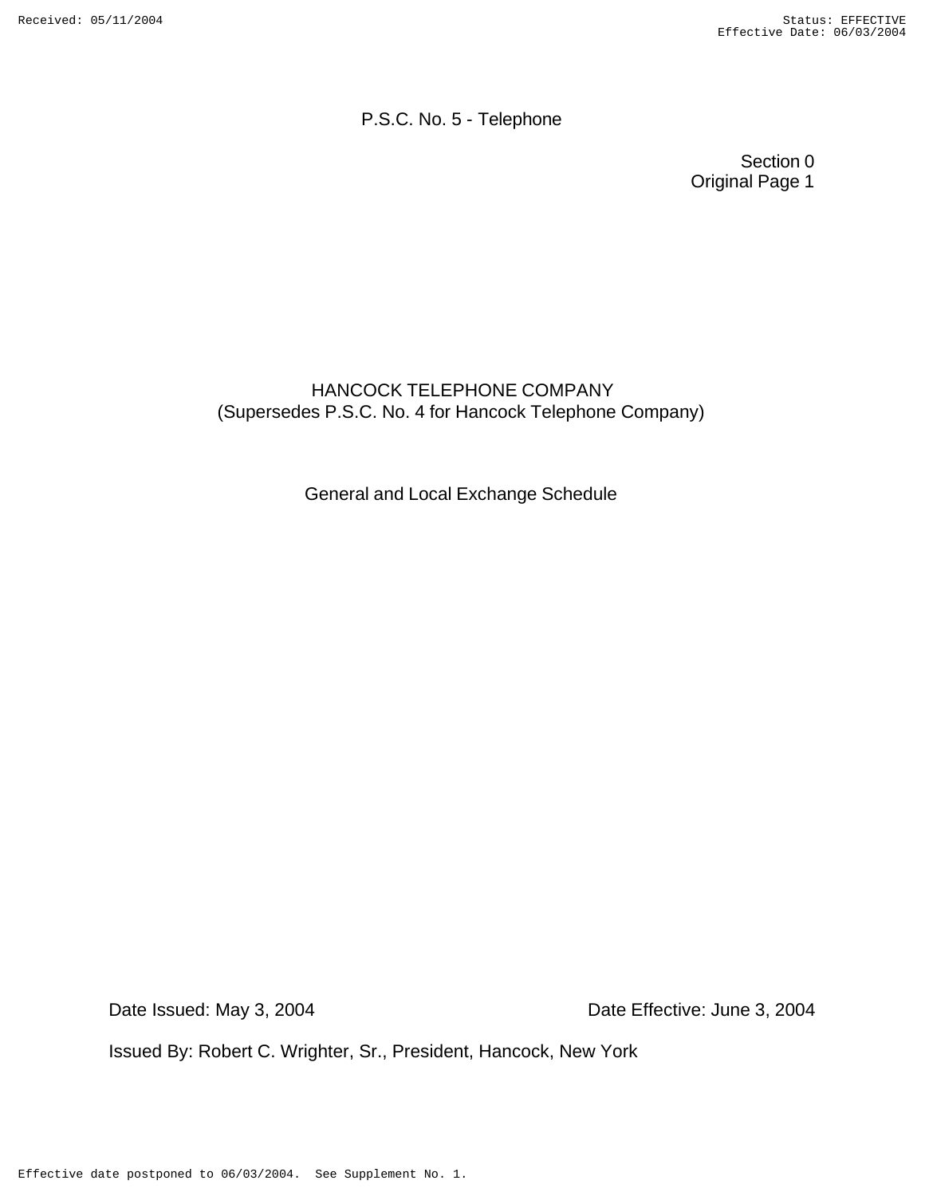P.S.C. No. 5 - Telephone

Section 0
Original Page 1

# HANCOCK TELEPHONE COMPANY
(Supersedes P.S.C. No. 4 for Hancock Telephone Company)

## General and Local Exchange Schedule

Date Issued: May 3, 2004 Date Effective: June 3, 2004

Issued By: Robert C. Wrighter, Sr., President, Hancock, New York

Effective date postponed to 06/03/2004. See Supplement No. 1.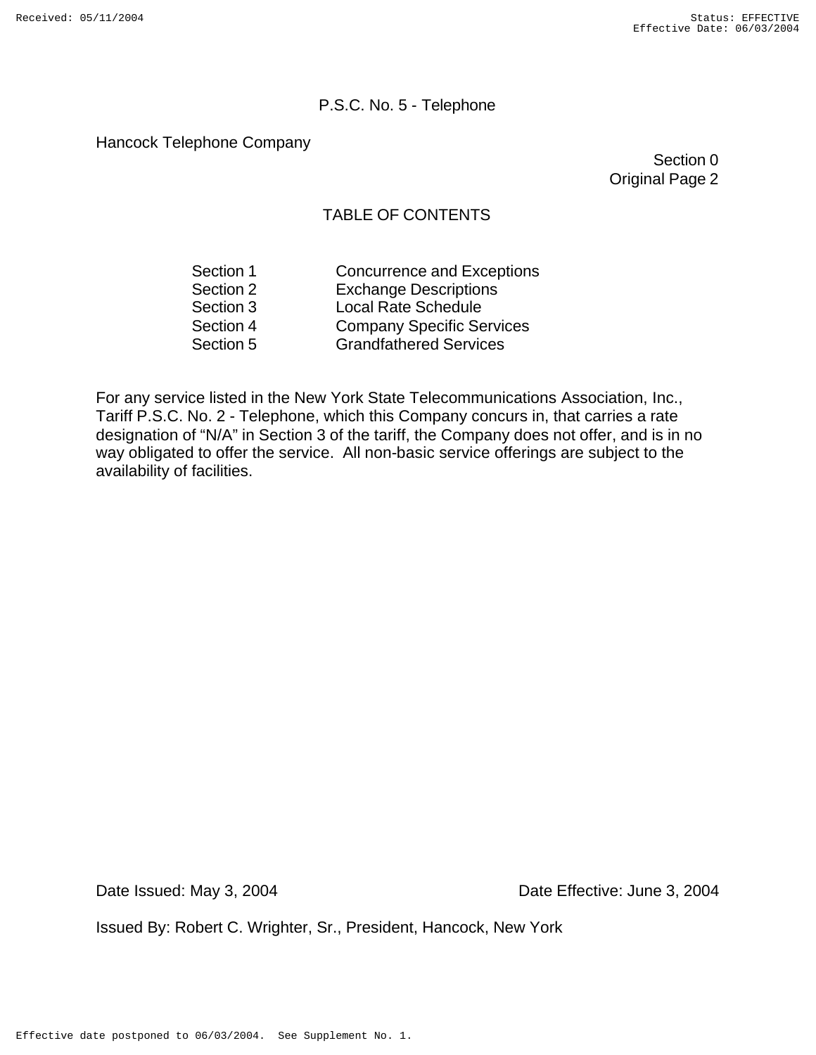P.S.C. No. 5 - Telephone

Hancock Telephone Company

Section 0
Original Page 2

## TABLE OF CONTENTS

| | |
|---|---|
| Section 1 | Concurrence and Exceptions |
| Section 2 | Exchange Descriptions |
| Section 3 | Local Rate Schedule |
| Section 4 | Company Specific Services |
| Section 5 | Grandfathered Services |

For any service listed in the New York State Telecommunications Association, Inc., Tariff P.S.C. No. 2 - Telephone, which this Company concurs in, that carries a rate designation of "N/A" in Section 3 of the tariff, the Company does not offer, and is in no way obligated to offer the service. All non-basic service offerings are subject to the availability of facilities.

Date Issued: May 3, 2004 Date Effective: June 3, 2004

Issued By: Robert C. Wrighter, Sr., President, Hancock, New York

Effective date postponed to 06/03/2004. See Supplement No. 1.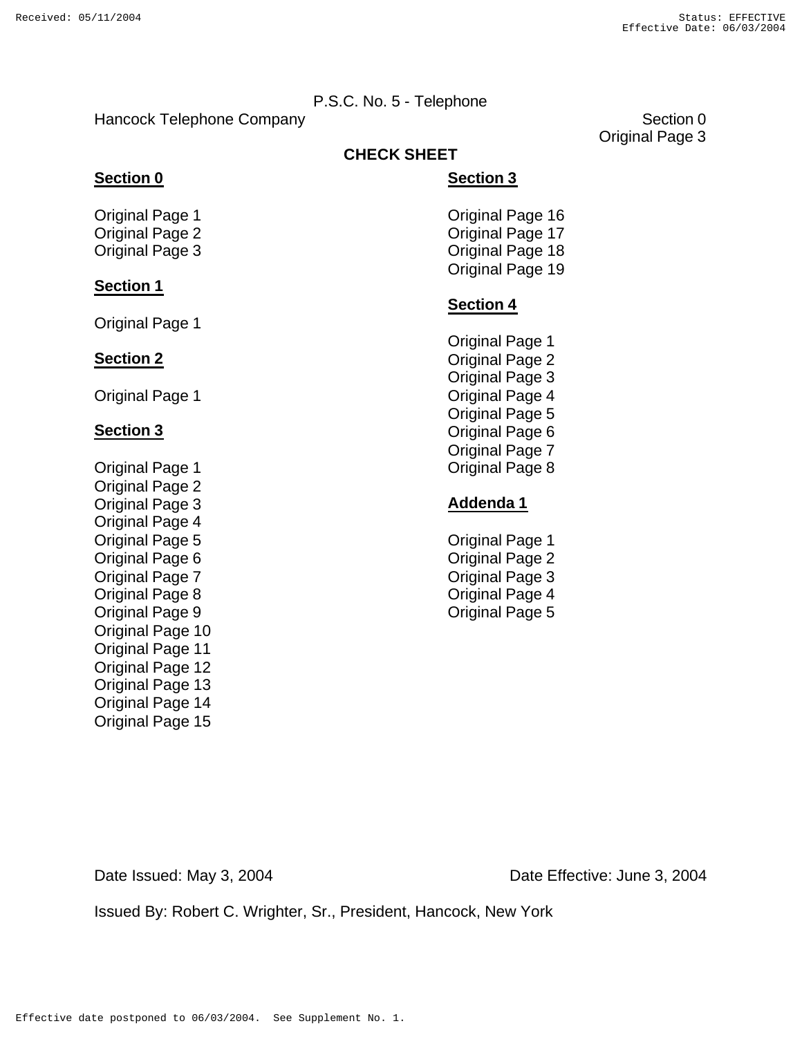P.S.C. No. 5 - Telephone

Hancock Telephone Company

Section 0
Original Page 3

## CHECK SHEET

**Section 0**

Original Page 1
Original Page 2
Original Page 3

**Section 1**

Original Page 1

**Section 2**

Original Page 1

**Section 3**

Original Page 1
Original Page 2
Original Page 3
Original Page 4
Original Page 5
Original Page 6
Original Page 7
Original Page 8
Original Page 9
Original Page 10
Original Page 11
Original Page 12
Original Page 13
Original Page 14
Original Page 15

**Section 3**

Original Page 16
Original Page 17
Original Page 18
Original Page 19

**Section 4**

Original Page 1
Original Page 2
Original Page 3
Original Page 4
Original Page 5
Original Page 6
Original Page 7
Original Page 8

**Addenda 1**

Original Page 1
Original Page 2
Original Page 3
Original Page 4
Original Page 5

Date Issued: May 3, 2004

Date Effective: June 3, 2004

Issued By: Robert C. Wrighter, Sr., President, Hancock, New York